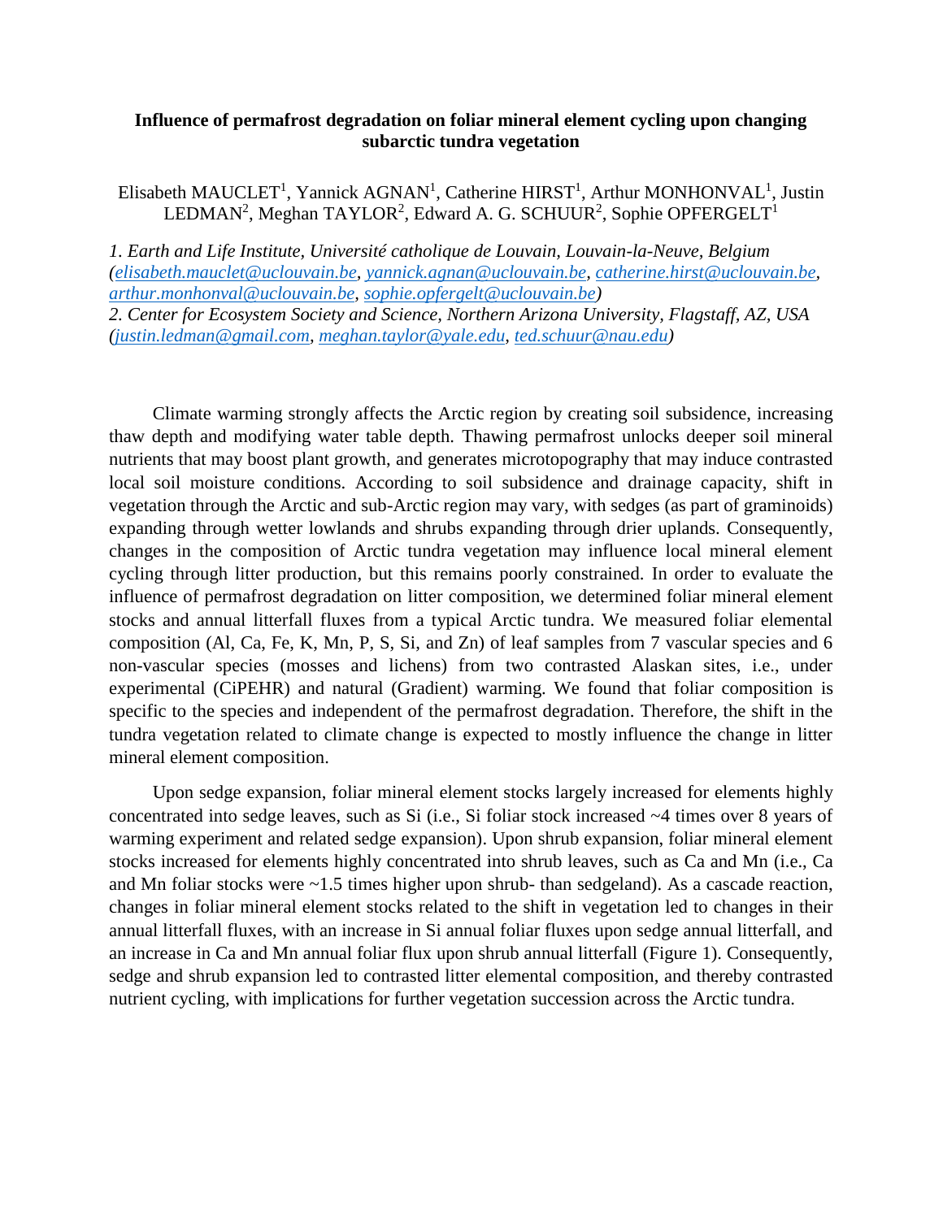# Influence of permafrost degradation on foliar mineral element cycling upon changing subarctic tundra vegetation

Elisabeth MAUCLET[1], Yannick AGNAN[1], Catherine HIRST[1], Arthur MONHONVAL[1], Justin LEDMAN[2], Meghan TAYLOR[2], Edward A. G. SCHUUR[2], Sophie OPFERGELT[1]

*1. Earth and Life Institute, Université catholique de Louvain, Louvain-la-Neuve, Belgium (elisabeth.mauclet@uclouvain.be, yannick.agnan@uclouvain.be, catherine.hirst@uclouvain.be, arthur.monhonval@uclouvain.be, sophie.opfergelt@uclouvain.be)*
*2. Center for Ecosystem Society and Science, Northern Arizona University, Flagstaff, AZ, USA (justin.ledman@gmail.com, meghan.taylor@yale.edu, ted.schuur@nau.edu)*

Climate warming strongly affects the Arctic region by creating soil subsidence, increasing thaw depth and modifying water table depth. Thawing permafrost unlocks deeper soil mineral nutrients that may boost plant growth, and generates microtopography that may induce contrasted local soil moisture conditions. According to soil subsidence and drainage capacity, shift in vegetation through the Arctic and sub-Arctic region may vary, with sedges (as part of graminoids) expanding through wetter lowlands and shrubs expanding through drier uplands. Consequently, changes in the composition of Arctic tundra vegetation may influence local mineral element cycling through litter production, but this remains poorly constrained. In order to evaluate the influence of permafrost degradation on litter composition, we determined foliar mineral element stocks and annual litterfall fluxes from a typical Arctic tundra. We measured foliar elemental composition (Al, Ca, Fe, K, Mn, P, S, Si, and Zn) of leaf samples from 7 vascular species and 6 non-vascular species (mosses and lichens) from two contrasted Alaskan sites, i.e., under experimental (CiPEHR) and natural (Gradient) warming. We found that foliar composition is specific to the species and independent of the permafrost degradation. Therefore, the shift in the tundra vegetation related to climate change is expected to mostly influence the change in litter mineral element composition.

Upon sedge expansion, foliar mineral element stocks largely increased for elements highly concentrated into sedge leaves, such as Si (i.e., Si foliar stock increased ~4 times over 8 years of warming experiment and related sedge expansion). Upon shrub expansion, foliar mineral element stocks increased for elements highly concentrated into shrub leaves, such as Ca and Mn (i.e., Ca and Mn foliar stocks were ~1.5 times higher upon shrub- than sedgeland). As a cascade reaction, changes in foliar mineral element stocks related to the shift in vegetation led to changes in their annual litterfall fluxes, with an increase in Si annual foliar fluxes upon sedge annual litterfall, and an increase in Ca and Mn annual foliar flux upon shrub annual litterfall (Figure 1). Consequently, sedge and shrub expansion led to contrasted litter elemental composition, and thereby contrasted nutrient cycling, with implications for further vegetation succession across the Arctic tundra.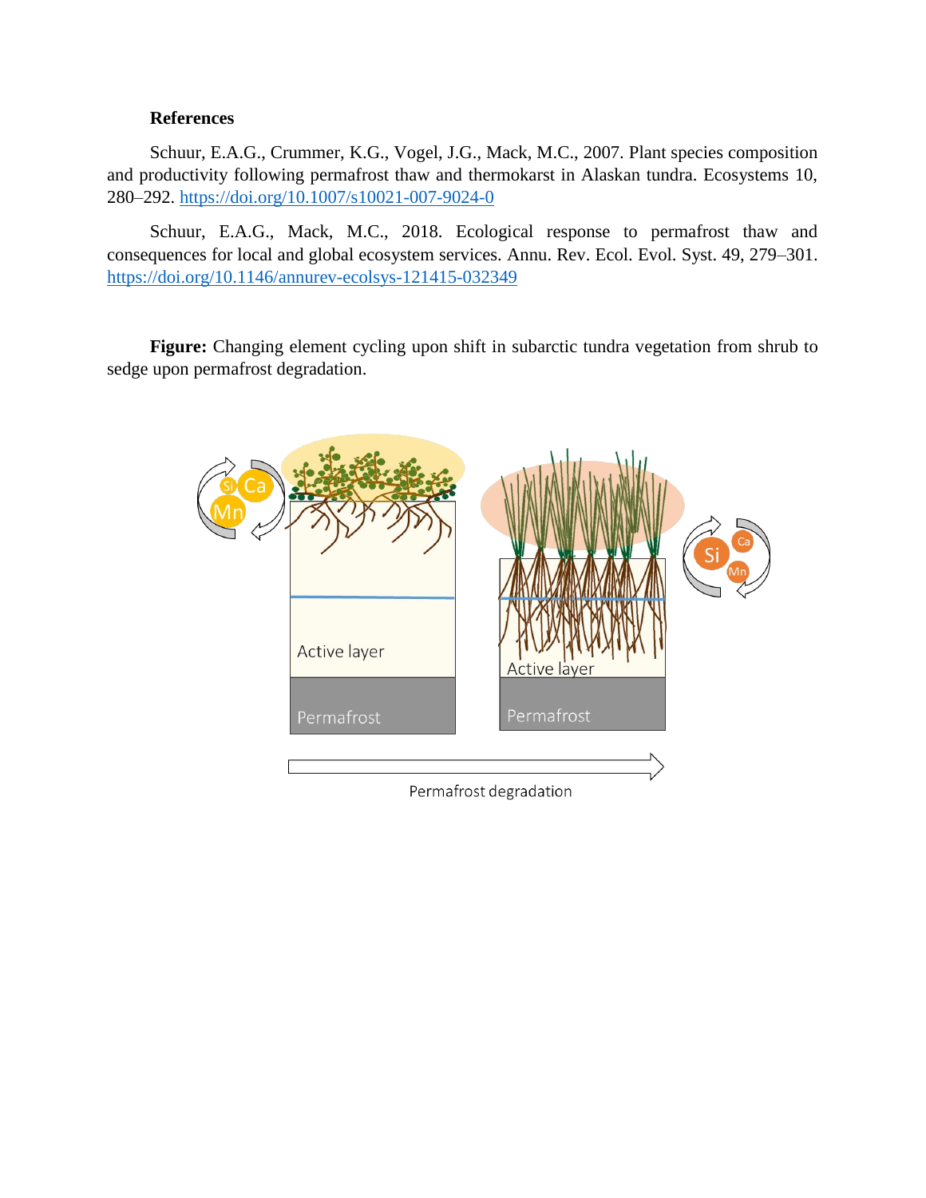**References**

Schuur, E.A.G., Crummer, K.G., Vogel, J.G., Mack, M.C., 2007. Plant species composition and productivity following permafrost thaw and thermokarst in Alaskan tundra. Ecosystems 10, 280–292. https://doi.org/10.1007/s10021-007-9024-0

Schuur, E.A.G., Mack, M.C., 2018. Ecological response to permafrost thaw and consequences for local and global ecosystem services. Annu. Rev. Ecol. Evol. Syst. 49, 279–301. https://doi.org/10.1146/annurev-ecolsys-121415-032349

**Figure:** Changing element cycling upon shift in subarctic tundra vegetation from shrub to sedge upon permafrost degradation.

Si
Ca
Mn
Active layer
Permafrost
Si
Ca
Mn
Active layer
Permafrost
Permafrost degradation